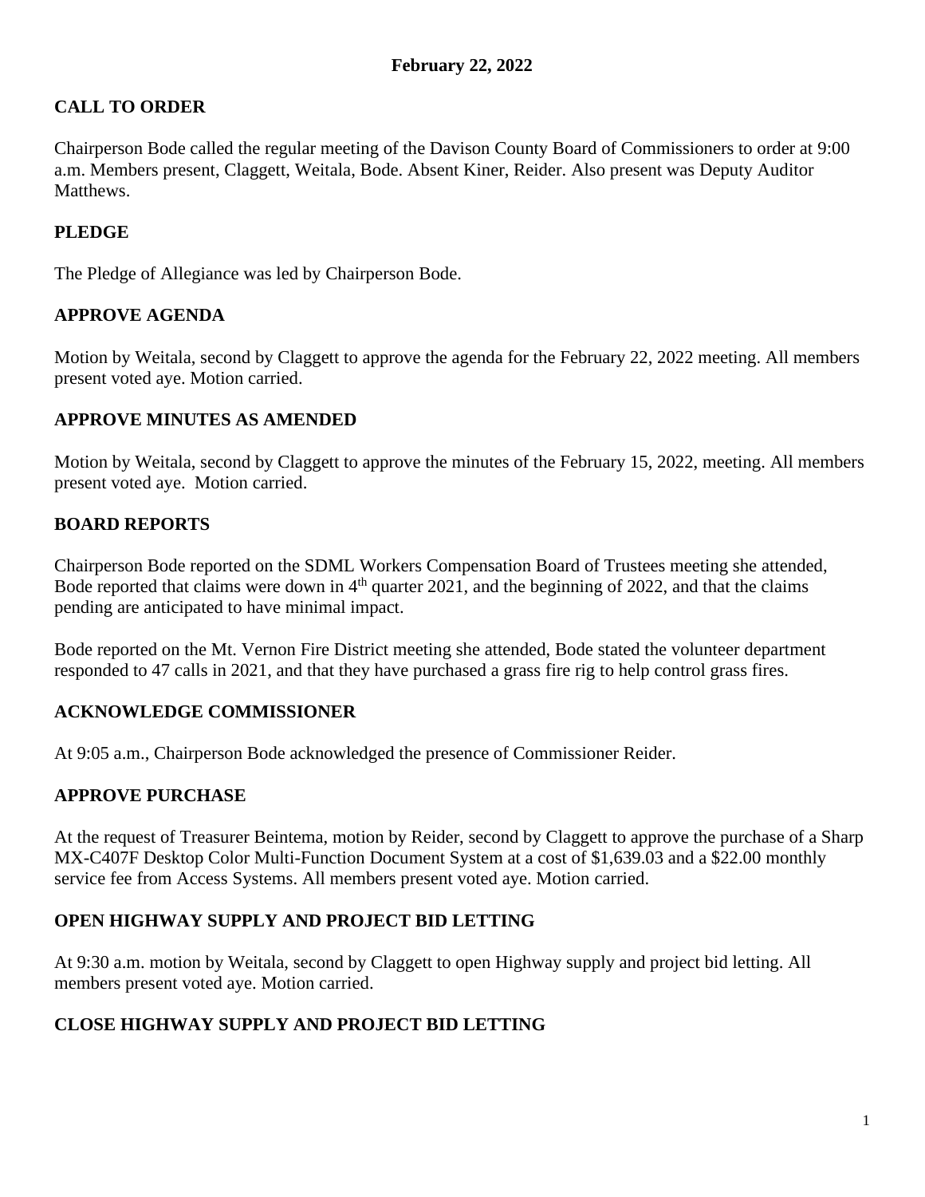**February 22, 2022**

## CALL TO ORDER

Chairperson Bode called the regular meeting of the Davison County Board of Commissioners to order at 9:00 a.m. Members present, Claggett, Weitala, Bode. Absent Kiner, Reider. Also present was Deputy Auditor Matthews.

## PLEDGE

The Pledge of Allegiance was led by Chairperson Bode.

## APPROVE AGENDA

Motion by Weitala, second by Claggett to approve the agenda for the February 22, 2022 meeting. All members present voted aye. Motion carried.

## APPROVE MINUTES AS AMENDED

Motion by Weitala, second by Claggett to approve the minutes of the February 15, 2022, meeting. All members present voted aye. Motion carried.

## BOARD REPORTS

Chairperson Bode reported on the SDML Workers Compensation Board of Trustees meeting she attended, Bode reported that claims were down in 4th quarter 2021, and the beginning of 2022, and that the claims pending are anticipated to have minimal impact.

Bode reported on the Mt. Vernon Fire District meeting she attended, Bode stated the volunteer department responded to 47 calls in 2021, and that they have purchased a grass fire rig to help control grass fires.

## ACKNOWLEDGE COMMISSIONER

At 9:05 a.m., Chairperson Bode acknowledged the presence of Commissioner Reider.

## APPROVE PURCHASE

At the request of Treasurer Beintema, motion by Reider, second by Claggett to approve the purchase of a Sharp MX-C407F Desktop Color Multi-Function Document System at a cost of $1,639.03 and a $22.00 monthly service fee from Access Systems. All members present voted aye. Motion carried.

## OPEN HIGHWAY SUPPLY AND PROJECT BID LETTING

At 9:30 a.m. motion by Weitala, second by Claggett to open Highway supply and project bid letting. All members present voted aye. Motion carried.

## CLOSE HIGHWAY SUPPLY AND PROJECT BID LETTING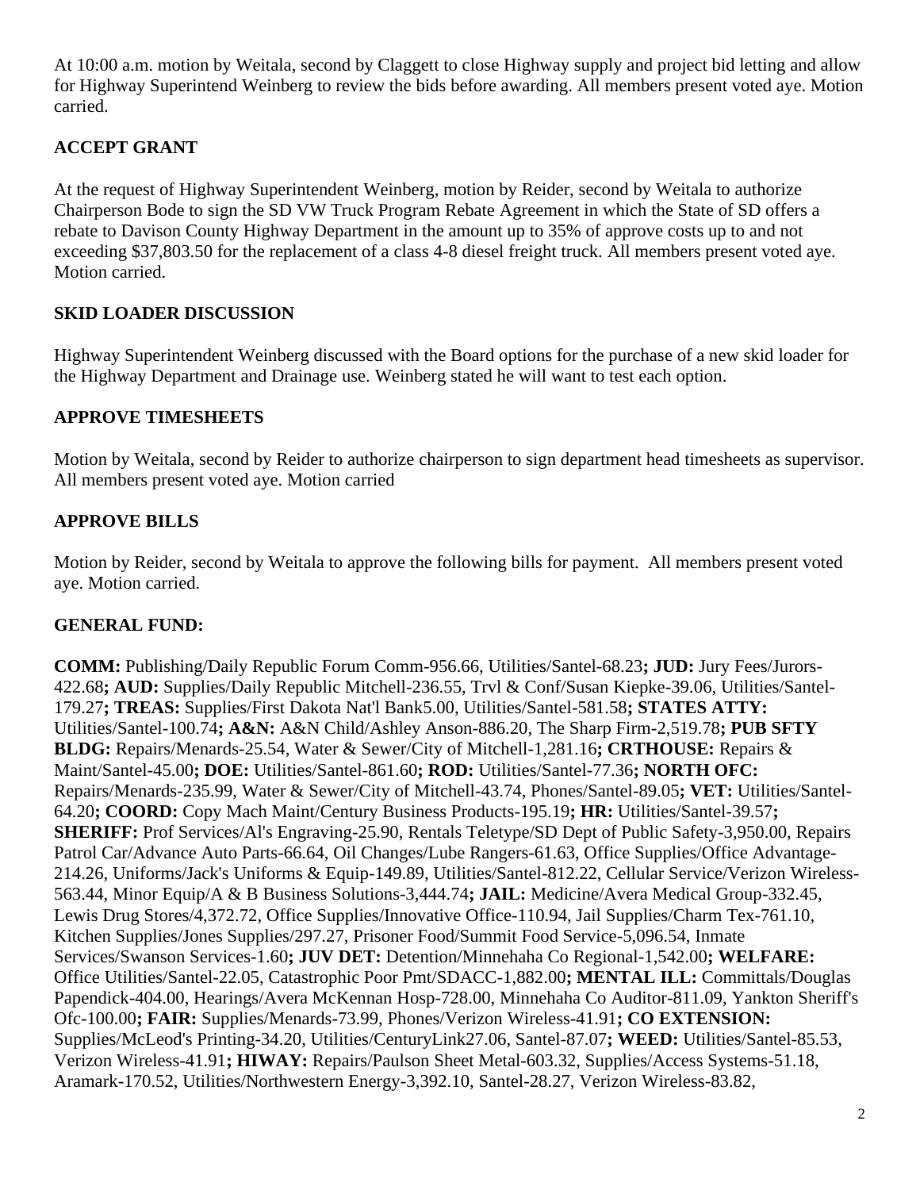At 10:00 a.m. motion by Weitala, second by Claggett to close Highway supply and project bid letting and allow for Highway Superintend Weinberg to review the bids before awarding. All members present voted aye. Motion carried.

## ACCEPT GRANT

At the request of Highway Superintendent Weinberg, motion by Reider, second by Weitala to authorize Chairperson Bode to sign the SD VW Truck Program Rebate Agreement in which the State of SD offers a rebate to Davison County Highway Department in the amount up to 35% of approve costs up to and not exceeding $37,803.50 for the replacement of a class 4-8 diesel freight truck. All members present voted aye. Motion carried.

## SKID LOADER DISCUSSION

Highway Superintendent Weinberg discussed with the Board options for the purchase of a new skid loader for the Highway Department and Drainage use. Weinberg stated he will want to test each option.

## APPROVE TIMESHEETS

Motion by Weitala, second by Reider to authorize chairperson to sign department head timesheets as supervisor. All members present voted aye. Motion carried

## APPROVE BILLS

Motion by Reider, second by Weitala to approve the following bills for payment. All members present voted aye. Motion carried.

## GENERAL FUND:

**COMM:** Publishing/Daily Republic Forum Comm-956.66, Utilities/Santel-68.23**; JUD:** Jury Fees/Jurors-422.68**; AUD:** Supplies/Daily Republic Mitchell-236.55, Trvl & Conf/Susan Kiepke-39.06, Utilities/Santel-179.27**; TREAS:** Supplies/First Dakota Nat'l Bank5.00, Utilities/Santel-581.58**; STATES ATTY:** Utilities/Santel-100.74**; A&N:** A&N Child/Ashley Anson-886.20, The Sharp Firm-2,519.78**; PUB SFTY BLDG:** Repairs/Menards-25.54, Water & Sewer/City of Mitchell-1,281.16**; CRTHOUSE:** Repairs & Maint/Santel-45.00**; DOE:** Utilities/Santel-861.60**; ROD:** Utilities/Santel-77.36**; NORTH OFC:** Repairs/Menards-235.99, Water & Sewer/City of Mitchell-43.74, Phones/Santel-89.05**; VET:** Utilities/Santel-64.20**; COORD:** Copy Mach Maint/Century Business Products-195.19**; HR:** Utilities/Santel-39.57**; SHERIFF:** Prof Services/Al's Engraving-25.90, Rentals Teletype/SD Dept of Public Safety-3,950.00, Repairs Patrol Car/Advance Auto Parts-66.64, Oil Changes/Lube Rangers-61.63, Office Supplies/Office Advantage-214.26, Uniforms/Jack's Uniforms & Equip-149.89, Utilities/Santel-812.22, Cellular Service/Verizon Wireless-563.44, Minor Equip/A & B Business Solutions-3,444.74**; JAIL:** Medicine/Avera Medical Group-332.45, Lewis Drug Stores/4,372.72, Office Supplies/Innovative Office-110.94, Jail Supplies/Charm Tex-761.10, Kitchen Supplies/Jones Supplies/297.27, Prisoner Food/Summit Food Service-5,096.54, Inmate Services/Swanson Services-1.60**; JUV DET:** Detention/Minnehaha Co Regional-1,542.00**; WELFARE:** Office Utilities/Santel-22.05, Catastrophic Poor Pmt/SDACC-1,882.00**; MENTAL ILL:** Committals/Douglas Papendick-404.00, Hearings/Avera McKennan Hosp-728.00, Minnehaha Co Auditor-811.09, Yankton Sheriff's Ofc-100.00**; FAIR:** Supplies/Menards-73.99, Phones/Verizon Wireless-41.91**; CO EXTENSION:** Supplies/McLeod's Printing-34.20, Utilities/CenturyLink27.06, Santel-87.07**; WEED:** Utilities/Santel-85.53, Verizon Wireless-41.91**; HIWAY:** Repairs/Paulson Sheet Metal-603.32, Supplies/Access Systems-51.18, Aramark-170.52, Utilities/Northwestern Energy-3,392.10, Santel-28.27, Verizon Wireless-83.82,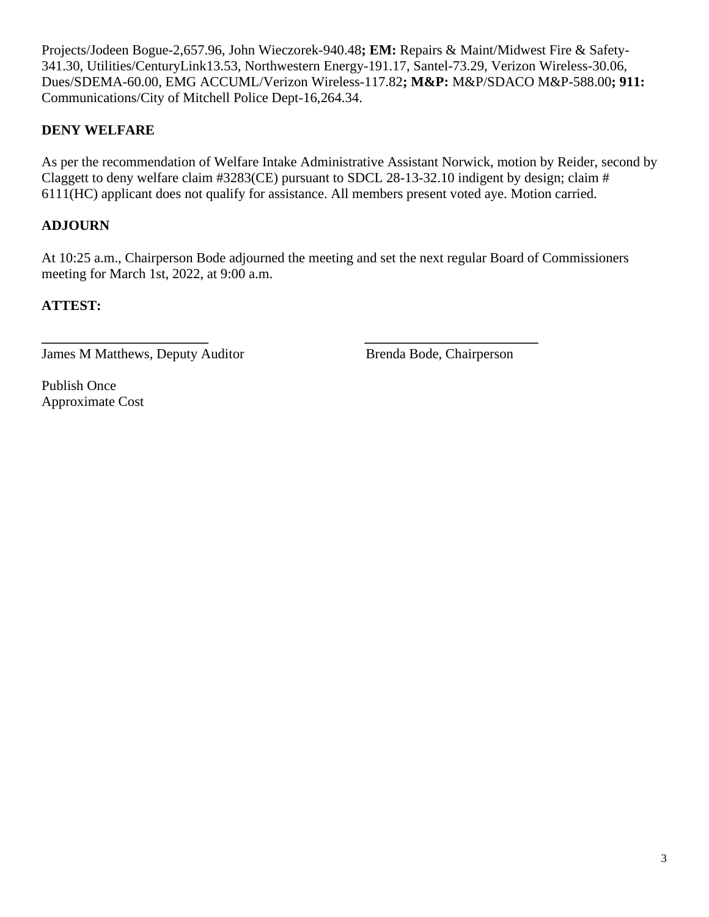Projects/Jodeen Bogue-2,657.96, John Wieczorek-940.48**; EM:** Repairs & Maint/Midwest Fire & Safety-341.30, Utilities/CenturyLink13.53, Northwestern Energy-191.17, Santel-73.29, Verizon Wireless-30.06, Dues/SDEMA-60.00, EMG ACCUML/Verizon Wireless-117.82**; M&P:** M&P/SDACO M&P-588.00**; 911:** Communications/City of Mitchell Police Dept-16,264.34.

**DENY WELFARE**

As per the recommendation of Welfare Intake Administrative Assistant Norwick, motion by Reider, second by Claggett to deny welfare claim #3283(CE) pursuant to SDCL 28-13-32.10 indigent by design; claim # 6111(HC) applicant does not qualify for assistance. All members present voted aye. Motion carried.

**ADJOURN**

At 10:25 a.m., Chairperson Bode adjourned the meeting and set the next regular Board of Commissioners meeting for March 1st, 2022, at 9:00 a.m.

**ATTEST:**

________________________ ________________________

James M Matthews, Deputy Auditor Brenda Bode, Chairperson

Publish Once
Approximate Cost